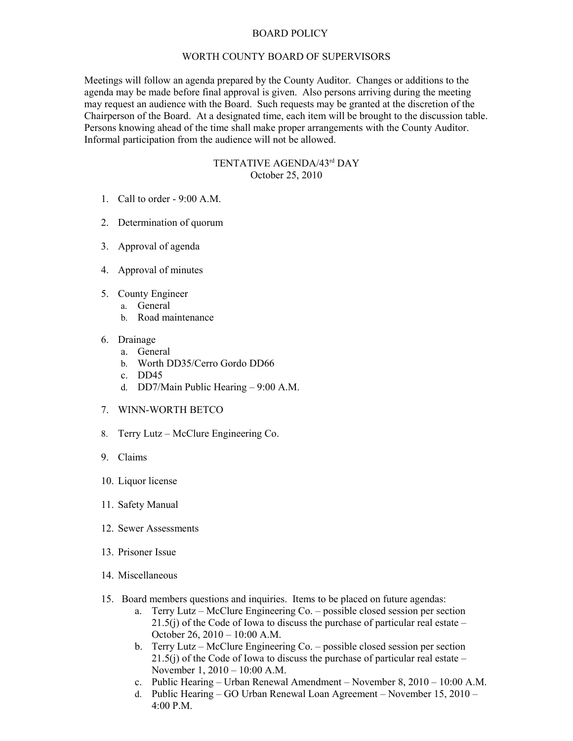# BOARD POLICY

## WORTH COUNTY BOARD OF SUPERVISORS

Meetings will follow an agenda prepared by the County Auditor. Changes or additions to the agenda may be made before final approval is given. Also persons arriving during the meeting may request an audience with the Board. Such requests may be granted at the discretion of the Chairperson of the Board. At a designated time, each item will be brought to the discussion table. Persons knowing ahead of the time shall make proper arrangements with the County Auditor. Informal participation from the audience will not be allowed.

## TENTATIVE AGENDA/43rd DAY

October 25, 2010

1. Call to order - 9:00 A.M.
2. Determination of quorum
3. Approval of agenda
4. Approval of minutes
5. County Engineer
   a. General
   b. Road maintenance
6. Drainage
   a. General
   b. Worth DD35/Cerro Gordo DD66
   c. DD45
   d. DD7/Main Public Hearing – 9:00 A.M.
7. WINN-WORTH BETCO
8. Terry Lutz – McClure Engineering Co.
9. Claims
10. Liquor license
11. Safety Manual
12. Sewer Assessments
13. Prisoner Issue
14. Miscellaneous
15. Board members questions and inquiries. Items to be placed on future agendas:
    a. Terry Lutz – McClure Engineering Co. – possible closed session per section 21.5(j) of the Code of Iowa to discuss the purchase of particular real estate – October 26, 2010 – 10:00 A.M.
    b. Terry Lutz – McClure Engineering Co. – possible closed session per section 21.5(j) of the Code of Iowa to discuss the purchase of particular real estate – November 1, 2010 – 10:00 A.M.
    c. Public Hearing – Urban Renewal Amendment – November 8, 2010 – 10:00 A.M.
    d. Public Hearing – GO Urban Renewal Loan Agreement – November 15, 2010 – 4:00 P.M.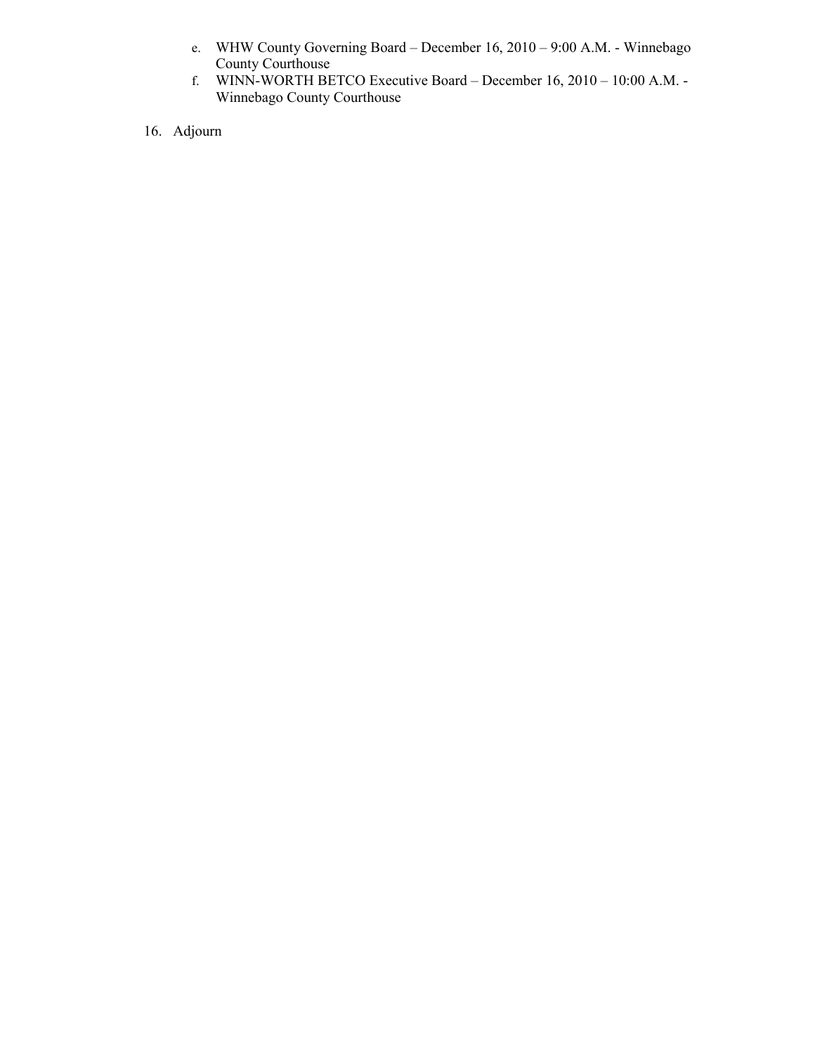e. WHW County Governing Board – December 16, 2010 – 9:00 A.M. - Winnebago County Courthouse

f. WINN-WORTH BETCO Executive Board – December 16, 2010 – 10:00 A.M. - Winnebago County Courthouse

16. Adjourn